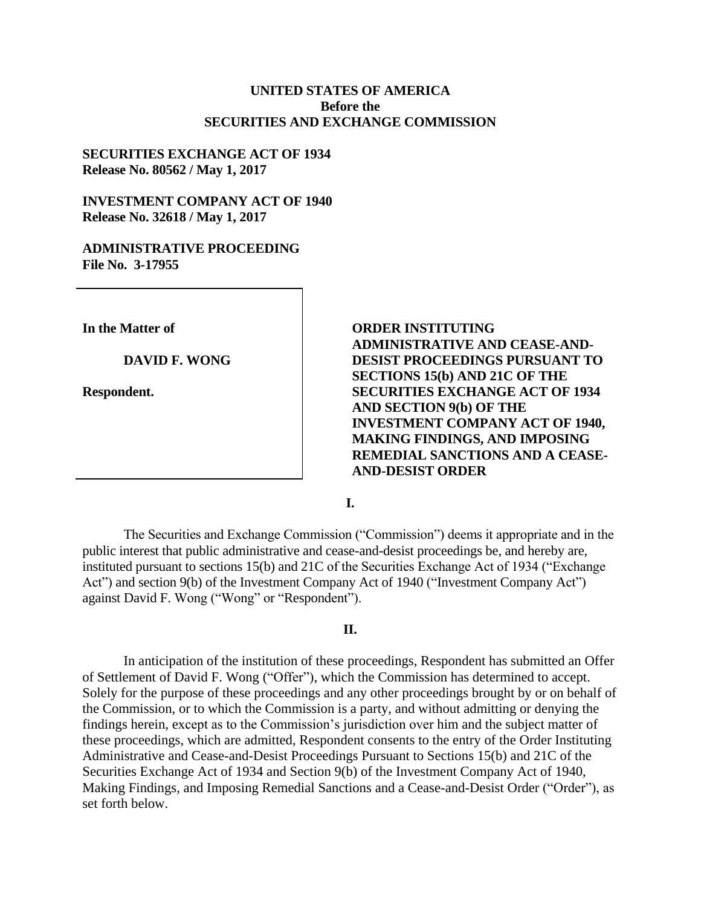**UNITED STATES OF AMERICA**
**Before the**
**SECURITIES AND EXCHANGE COMMISSION**

**SECURITIES EXCHANGE ACT OF 1934**
**Release No. 80562 / May 1, 2017**

**INVESTMENT COMPANY ACT OF 1940**
**Release No. 32618 / May 1, 2017**

**ADMINISTRATIVE PROCEEDING**
**File No. 3-17955**

| | |
|---|---|
| **In the Matter of**<br><br>**DAVID F. WONG**<br><br>**Respondent.** | **ORDER INSTITUTING ADMINISTRATIVE AND CEASE-AND-DESIST PROCEEDINGS PURSUANT TO SECTIONS 15(b) AND 21C OF THE SECURITIES EXCHANGE ACT OF 1934 AND SECTION 9(b) OF THE INVESTMENT COMPANY ACT OF 1940, MAKING FINDINGS, AND IMPOSING REMEDIAL SANCTIONS AND A CEASE-AND-DESIST ORDER** |

## I.

The Securities and Exchange Commission ("Commission") deems it appropriate and in the public interest that public administrative and cease-and-desist proceedings be, and hereby are, instituted pursuant to sections 15(b) and 21C of the Securities Exchange Act of 1934 ("Exchange Act") and section 9(b) of the Investment Company Act of 1940 ("Investment Company Act") against David F. Wong ("Wong" or "Respondent").

## II.

In anticipation of the institution of these proceedings, Respondent has submitted an Offer of Settlement of David F. Wong ("Offer"), which the Commission has determined to accept. Solely for the purpose of these proceedings and any other proceedings brought by or on behalf of the Commission, or to which the Commission is a party, and without admitting or denying the findings herein, except as to the Commission's jurisdiction over him and the subject matter of these proceedings, which are admitted, Respondent consents to the entry of the Order Instituting Administrative and Cease-and-Desist Proceedings Pursuant to Sections 15(b) and 21C of the Securities Exchange Act of 1934 and Section 9(b) of the Investment Company Act of 1940, Making Findings, and Imposing Remedial Sanctions and a Cease-and-Desist Order ("Order"), as set forth below.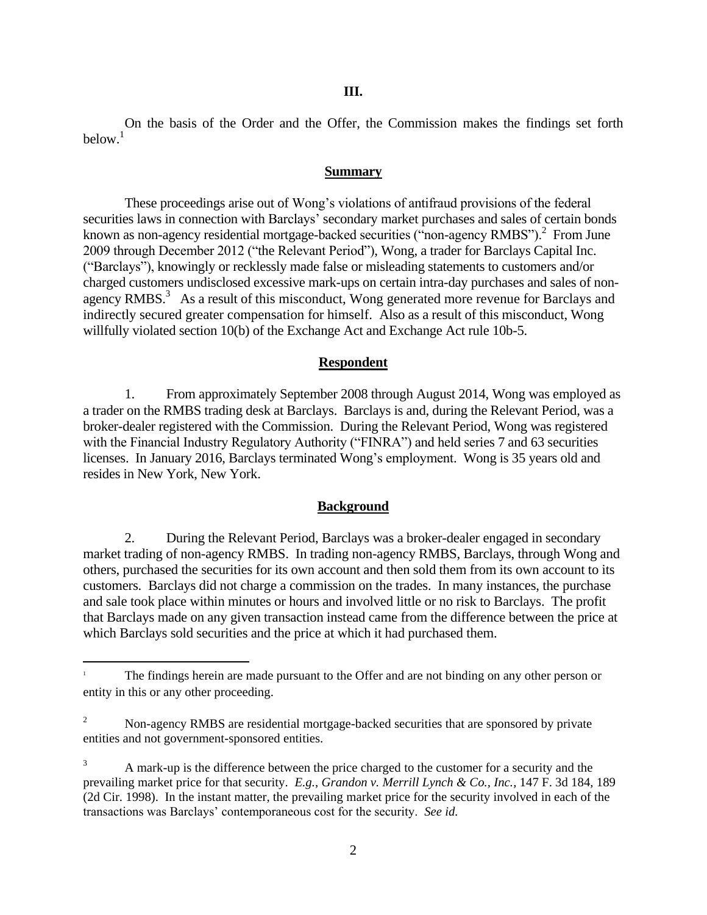## III.

On the basis of the Order and the Offer, the Commission makes the findings set forth below.[1]

### Summary

These proceedings arise out of Wong's violations of antifraud provisions of the federal securities laws in connection with Barclays' secondary market purchases and sales of certain bonds known as non-agency residential mortgage-backed securities ("non-agency RMBS").[2] From June 2009 through December 2012 ("the Relevant Period"), Wong, a trader for Barclays Capital Inc. ("Barclays"), knowingly or recklessly made false or misleading statements to customers and/or charged customers undisclosed excessive mark-ups on certain intra-day purchases and sales of non-agency RMBS.[3] As a result of this misconduct, Wong generated more revenue for Barclays and indirectly secured greater compensation for himself. Also as a result of this misconduct, Wong willfully violated section 10(b) of the Exchange Act and Exchange Act rule 10b-5.

### Respondent

1. From approximately September 2008 through August 2014, Wong was employed as a trader on the RMBS trading desk at Barclays. Barclays is and, during the Relevant Period, was a broker-dealer registered with the Commission. During the Relevant Period, Wong was registered with the Financial Industry Regulatory Authority ("FINRA") and held series 7 and 63 securities licenses. In January 2016, Barclays terminated Wong's employment. Wong is 35 years old and resides in New York, New York.

### Background

2. During the Relevant Period, Barclays was a broker-dealer engaged in secondary market trading of non-agency RMBS. In trading non-agency RMBS, Barclays, through Wong and others, purchased the securities for its own account and then sold them from its own account to its customers. Barclays did not charge a commission on the trades. In many instances, the purchase and sale took place within minutes or hours and involved little or no risk to Barclays. The profit that Barclays made on any given transaction instead came from the difference between the price at which Barclays sold securities and the price at which it had purchased them.

---

[1] The findings herein are made pursuant to the Offer and are not binding on any other person or entity in this or any other proceeding.

[2] Non-agency RMBS are residential mortgage-backed securities that are sponsored by private entities and not government-sponsored entities.

[3] A mark-up is the difference between the price charged to the customer for a security and the prevailing market price for that security. *E.g.*, *Grandon v. Merrill Lynch & Co., Inc.*, 147 F. 3d 184, 189 (2d Cir. 1998). In the instant matter, the prevailing market price for the security involved in each of the transactions was Barclays' contemporaneous cost for the security. *See id.*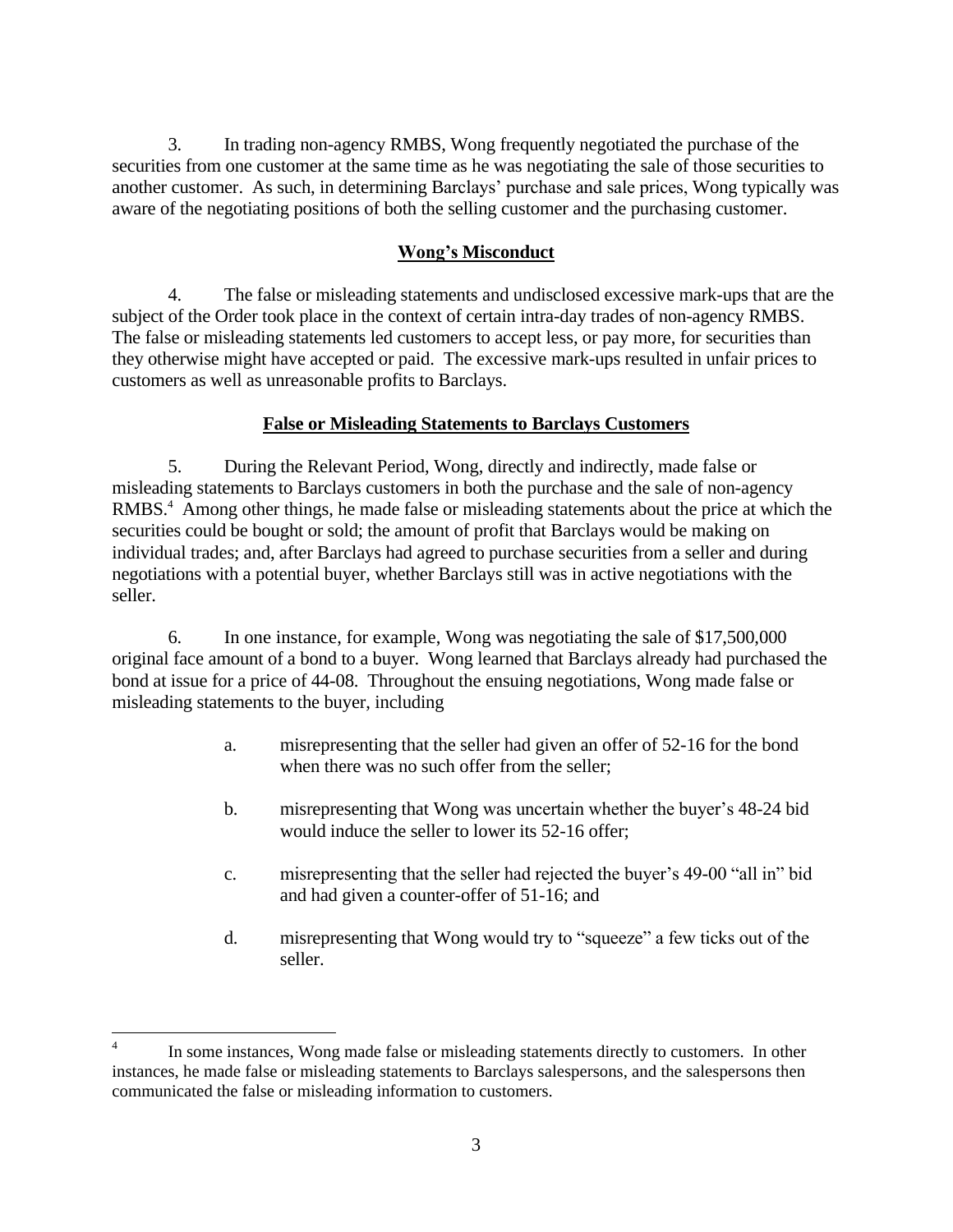3. In trading non-agency RMBS, Wong frequently negotiated the purchase of the securities from one customer at the same time as he was negotiating the sale of those securities to another customer. As such, in determining Barclays' purchase and sale prices, Wong typically was aware of the negotiating positions of both the selling customer and the purchasing customer.

**Wong's Misconduct**

4. The false or misleading statements and undisclosed excessive mark-ups that are the subject of the Order took place in the context of certain intra-day trades of non-agency RMBS. The false or misleading statements led customers to accept less, or pay more, for securities than they otherwise might have accepted or paid. The excessive mark-ups resulted in unfair prices to customers as well as unreasonable profits to Barclays.

**False or Misleading Statements to Barclays Customers**

5. During the Relevant Period, Wong, directly and indirectly, made false or misleading statements to Barclays customers in both the purchase and the sale of non-agency RMBS.[4] Among other things, he made false or misleading statements about the price at which the securities could be bought or sold; the amount of profit that Barclays would be making on individual trades; and, after Barclays had agreed to purchase securities from a seller and during negotiations with a potential buyer, whether Barclays still was in active negotiations with the seller.

6. In one instance, for example, Wong was negotiating the sale of $17,500,000 original face amount of a bond to a buyer. Wong learned that Barclays already had purchased the bond at issue for a price of 44-08. Throughout the ensuing negotiations, Wong made false or misleading statements to the buyer, including

a. misrepresenting that the seller had given an offer of 52-16 for the bond when there was no such offer from the seller;

b. misrepresenting that Wong was uncertain whether the buyer's 48-24 bid would induce the seller to lower its 52-16 offer;

c. misrepresenting that the seller had rejected the buyer's 49-00 "all in" bid and had given a counter-offer of 51-16; and

d. misrepresenting that Wong would try to "squeeze" a few ticks out of the seller.

---

[4] In some instances, Wong made false or misleading statements directly to customers. In other instances, he made false or misleading statements to Barclays salespersons, and the salespersons then communicated the false or misleading information to customers.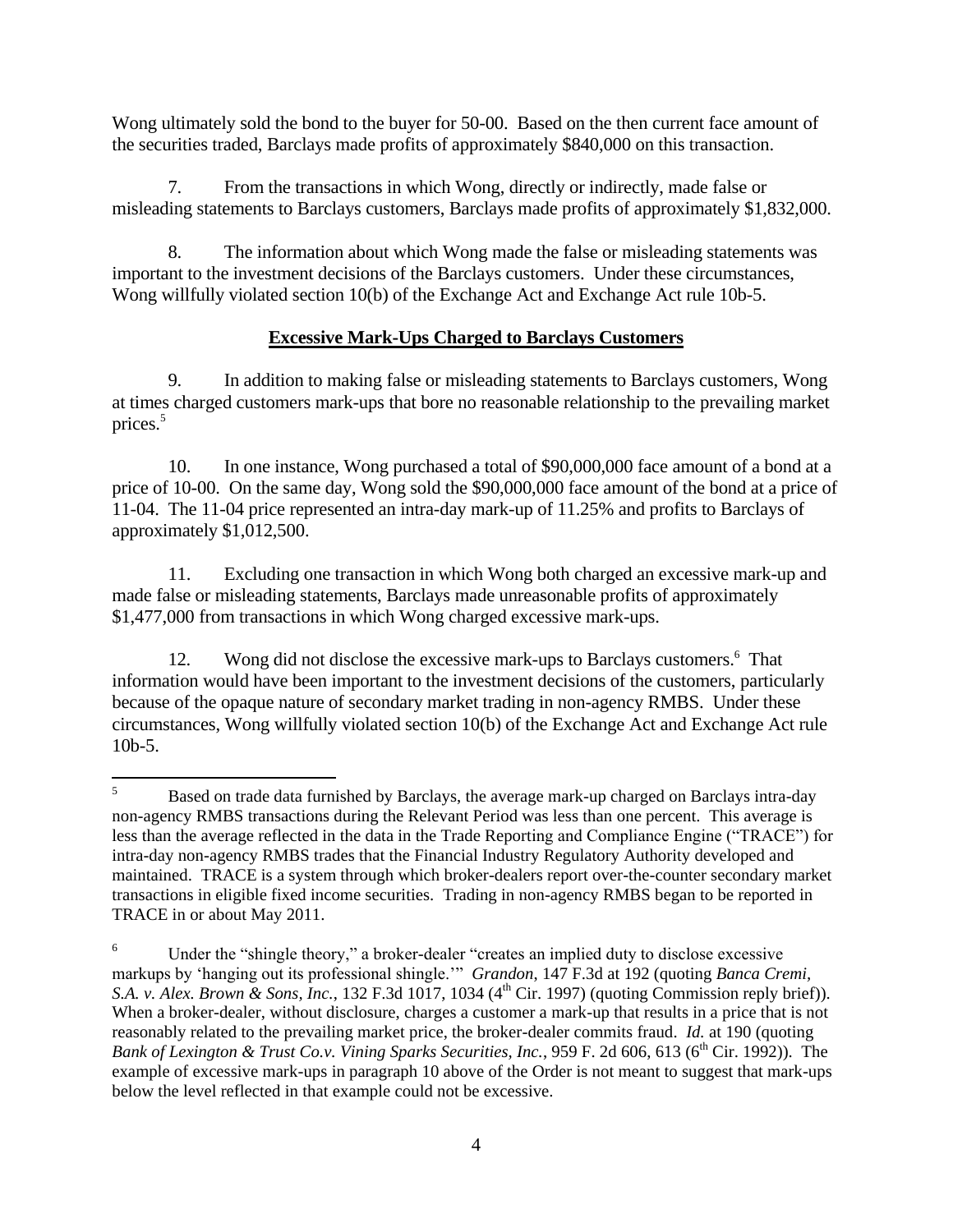Wong ultimately sold the bond to the buyer for 50-00. Based on the then current face amount of the securities traded, Barclays made profits of approximately $840,000 on this transaction.

7. From the transactions in which Wong, directly or indirectly, made false or misleading statements to Barclays customers, Barclays made profits of approximately $1,832,000.

8. The information about which Wong made the false or misleading statements was important to the investment decisions of the Barclays customers. Under these circumstances, Wong willfully violated section 10(b) of the Exchange Act and Exchange Act rule 10b-5.

**Excessive Mark-Ups Charged to Barclays Customers**

9. In addition to making false or misleading statements to Barclays customers, Wong at times charged customers mark-ups that bore no reasonable relationship to the prevailing market prices.[5]

10. In one instance, Wong purchased a total of $90,000,000 face amount of a bond at a price of 10-00. On the same day, Wong sold the $90,000,000 face amount of the bond at a price of 11-04. The 11-04 price represented an intra-day mark-up of 11.25% and profits to Barclays of approximately $1,012,500.

11. Excluding one transaction in which Wong both charged an excessive mark-up and made false or misleading statements, Barclays made unreasonable profits of approximately $1,477,000 from transactions in which Wong charged excessive mark-ups.

12. Wong did not disclose the excessive mark-ups to Barclays customers.[6] That information would have been important to the investment decisions of the customers, particularly because of the opaque nature of secondary market trading in non-agency RMBS. Under these circumstances, Wong willfully violated section 10(b) of the Exchange Act and Exchange Act rule 10b-5.

---

[5] Based on trade data furnished by Barclays, the average mark-up charged on Barclays intra-day non-agency RMBS transactions during the Relevant Period was less than one percent. This average is less than the average reflected in the data in the Trade Reporting and Compliance Engine ("TRACE") for intra-day non-agency RMBS trades that the Financial Industry Regulatory Authority developed and maintained. TRACE is a system through which broker-dealers report over-the-counter secondary market transactions in eligible fixed income securities. Trading in non-agency RMBS began to be reported in TRACE in or about May 2011.

[6] Under the "shingle theory," a broker-dealer "creates an implied duty to disclose excessive markups by 'hanging out its professional shingle.'" *Grandon*, 147 F.3d at 192 (quoting *Banca Cremi, S.A. v. Alex. Brown & Sons, Inc.*, 132 F.3d 1017, 1034 (4th Cir. 1997) (quoting Commission reply brief)). When a broker-dealer, without disclosure, charges a customer a mark-up that results in a price that is not reasonably related to the prevailing market price, the broker-dealer commits fraud. *Id.* at 190 (quoting *Bank of Lexington & Trust Co.v. Vining Sparks Securities, Inc.*, 959 F. 2d 606, 613 (6th Cir. 1992)). The example of excessive mark-ups in paragraph 10 above of the Order is not meant to suggest that mark-ups below the level reflected in that example could not be excessive.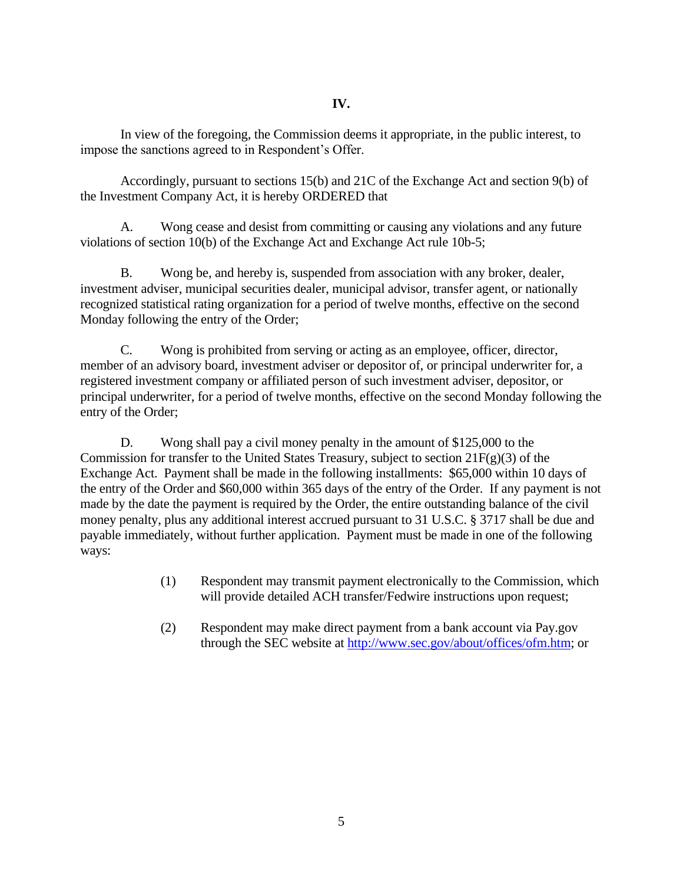## IV.

In view of the foregoing, the Commission deems it appropriate, in the public interest, to impose the sanctions agreed to in Respondent's Offer.

Accordingly, pursuant to sections 15(b) and 21C of the Exchange Act and section 9(b) of the Investment Company Act, it is hereby ORDERED that

A. Wong cease and desist from committing or causing any violations and any future violations of section 10(b) of the Exchange Act and Exchange Act rule 10b-5;

B. Wong be, and hereby is, suspended from association with any broker, dealer, investment adviser, municipal securities dealer, municipal advisor, transfer agent, or nationally recognized statistical rating organization for a period of twelve months, effective on the second Monday following the entry of the Order;

C. Wong is prohibited from serving or acting as an employee, officer, director, member of an advisory board, investment adviser or depositor of, or principal underwriter for, a registered investment company or affiliated person of such investment adviser, depositor, or principal underwriter, for a period of twelve months, effective on the second Monday following the entry of the Order;

D. Wong shall pay a civil money penalty in the amount of $125,000 to the Commission for transfer to the United States Treasury, subject to section 21F(g)(3) of the Exchange Act. Payment shall be made in the following installments: $65,000 within 10 days of the entry of the Order and $60,000 within 365 days of the entry of the Order. If any payment is not made by the date the payment is required by the Order, the entire outstanding balance of the civil money penalty, plus any additional interest accrued pursuant to 31 U.S.C. § 3717 shall be due and payable immediately, without further application. Payment must be made in one of the following ways:

> (1) Respondent may transmit payment electronically to the Commission, which will provide detailed ACH transfer/Fedwire instructions upon request;
>
> (2) Respondent may make direct payment from a bank account via Pay.gov through the SEC website at http://www.sec.gov/about/offices/ofm.htm; or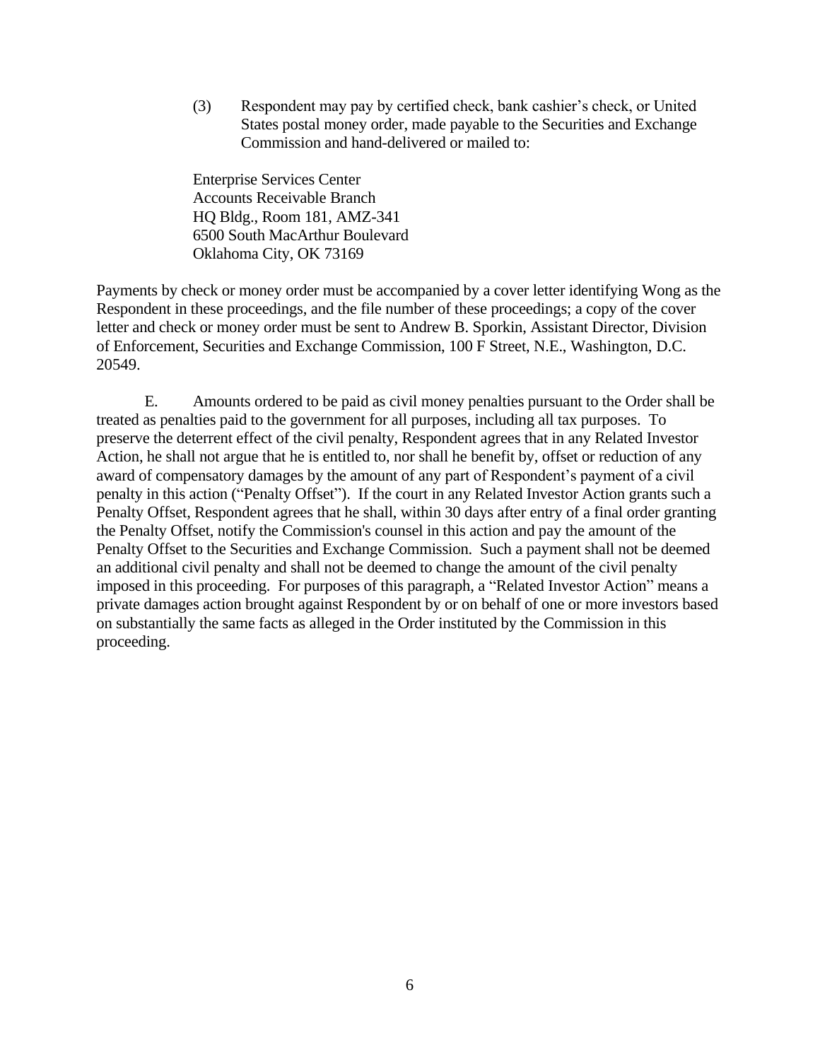(3) Respondent may pay by certified check, bank cashier's check, or United States postal money order, made payable to the Securities and Exchange Commission and hand-delivered or mailed to:

Enterprise Services Center
Accounts Receivable Branch
HQ Bldg., Room 181, AMZ-341
6500 South MacArthur Boulevard
Oklahoma City, OK 73169

Payments by check or money order must be accompanied by a cover letter identifying Wong as the Respondent in these proceedings, and the file number of these proceedings; a copy of the cover letter and check or money order must be sent to Andrew B. Sporkin, Assistant Director, Division of Enforcement, Securities and Exchange Commission, 100 F Street, N.E., Washington, D.C. 20549.

E. Amounts ordered to be paid as civil money penalties pursuant to the Order shall be treated as penalties paid to the government for all purposes, including all tax purposes. To preserve the deterrent effect of the civil penalty, Respondent agrees that in any Related Investor Action, he shall not argue that he is entitled to, nor shall he benefit by, offset or reduction of any award of compensatory damages by the amount of any part of Respondent's payment of a civil penalty in this action ("Penalty Offset"). If the court in any Related Investor Action grants such a Penalty Offset, Respondent agrees that he shall, within 30 days after entry of a final order granting the Penalty Offset, notify the Commission's counsel in this action and pay the amount of the Penalty Offset to the Securities and Exchange Commission. Such a payment shall not be deemed an additional civil penalty and shall not be deemed to change the amount of the civil penalty imposed in this proceeding. For purposes of this paragraph, a "Related Investor Action" means a private damages action brought against Respondent by or on behalf of one or more investors based on substantially the same facts as alleged in the Order instituted by the Commission in this proceeding.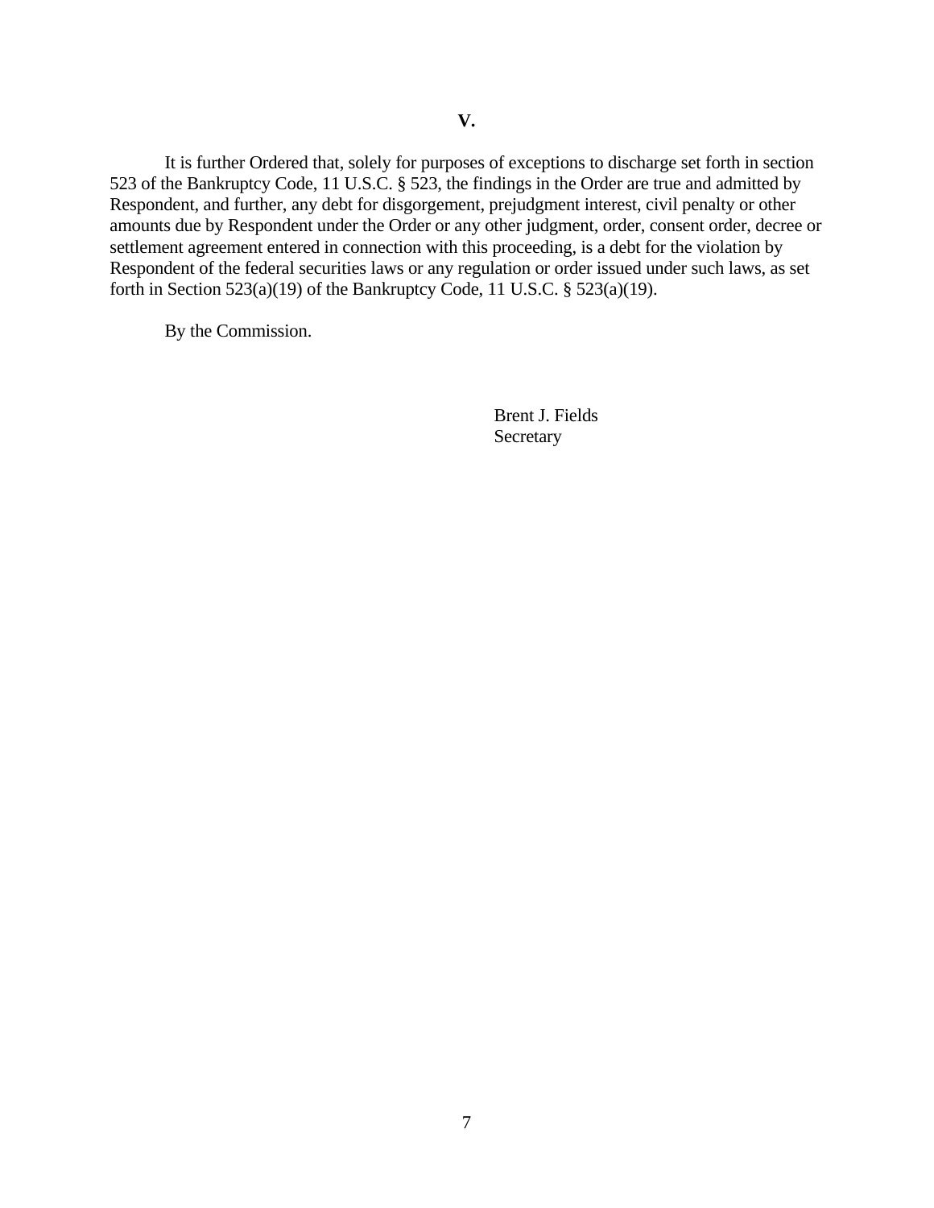## V.

It is further Ordered that, solely for purposes of exceptions to discharge set forth in section 523 of the Bankruptcy Code, 11 U.S.C. § 523, the findings in the Order are true and admitted by Respondent, and further, any debt for disgorgement, prejudgment interest, civil penalty or other amounts due by Respondent under the Order or any other judgment, order, consent order, decree or settlement agreement entered in connection with this proceeding, is a debt for the violation by Respondent of the federal securities laws or any regulation or order issued under such laws, as set forth in Section 523(a)(19) of the Bankruptcy Code, 11 U.S.C. § 523(a)(19).

By the Commission.

Brent J. Fields
Secretary